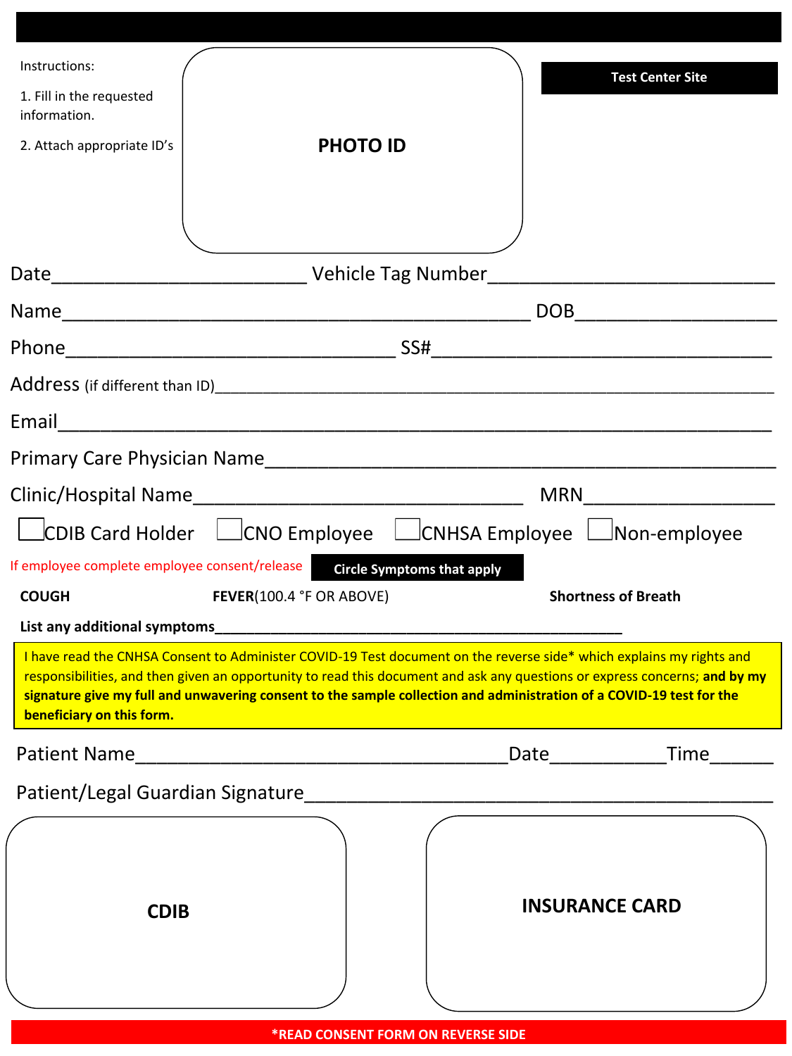Instructions:

1. Fill in the requested information.
2. Attach appropriate ID's

**PHOTO ID**

**Test Center Site**

Date________________________ Vehicle Tag Number__________________________

Name____________________________________________ DOB__________________

Phone________________________________ SS#________________________________

Address (if different than ID)________________________________________________

Email______________________________________________________________

Primary Care Physician Name______________________________________________

Clinic/Hospital Name_______________________________ MRN_________________

☐ CDIB Card Holder ☐ CNO Employee ☐ CNHSA Employee ☐ Non-employee

If employee complete employee consent/release

**Circle Symptoms that apply**

**COUGH** **FEVER**(100.4 °F OR ABOVE) **Shortness of Breath**

**List any additional symptoms**__________________________________________________

I have read the CNHSA Consent to Administer COVID-19 Test document on the reverse side* which explains my rights and responsibilities, and then given an opportunity to read this document and ask any questions or express concerns; **and by my signature give my full and unwavering consent to the sample collection and administration of a COVID-19 test for the beneficiary on this form.**

Patient Name___________________________________Date___________Time______

Patient/Legal Guardian Signature____________________________________________

**CDIB**

**INSURANCE CARD**

**\*READ CONSENT FORM ON REVERSE SIDE**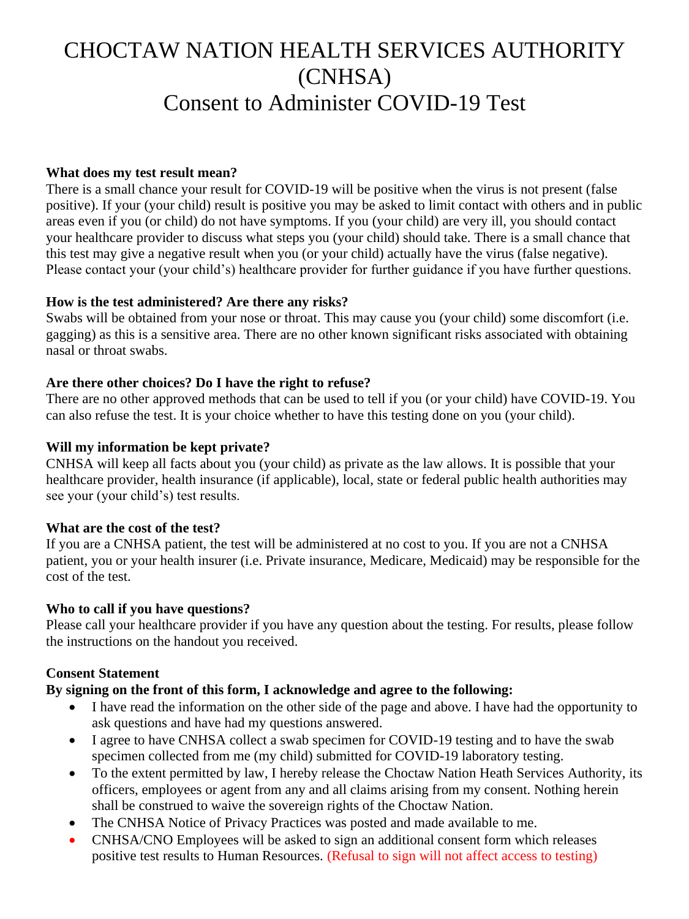# CHOCTAW NATION HEALTH SERVICES AUTHORITY (CNHSA)
# Consent to Administer COVID-19 Test

**What does my test result mean?**
There is a small chance your result for COVID-19 will be positive when the virus is not present (false positive). If your (your child) result is positive you may be asked to limit contact with others and in public areas even if you (or child) do not have symptoms. If you (your child) are very ill, you should contact your healthcare provider to discuss what steps you (your child) should take. There is a small chance that this test may give a negative result when you (or your child) actually have the virus (false negative). Please contact your (your child's) healthcare provider for further guidance if you have further questions.

**How is the test administered? Are there any risks?**
Swabs will be obtained from your nose or throat. This may cause you (your child) some discomfort (i.e. gagging) as this is a sensitive area. There are no other known significant risks associated with obtaining nasal or throat swabs.

**Are there other choices? Do I have the right to refuse?**
There are no other approved methods that can be used to tell if you (or your child) have COVID-19. You can also refuse the test. It is your choice whether to have this testing done on you (your child).

**Will my information be kept private?**
CNHSA will keep all facts about you (your child) as private as the law allows. It is possible that your healthcare provider, health insurance (if applicable), local, state or federal public health authorities may see your (your child's) test results.

**What are the cost of the test?**
If you are a CNHSA patient, the test will be administered at no cost to you. If you are not a CNHSA patient, you or your health insurer (i.e. Private insurance, Medicare, Medicaid) may be responsible for the cost of the test.

**Who to call if you have questions?**
Please call your healthcare provider if you have any question about the testing. For results, please follow the instructions on the handout you received.

**Consent Statement**
**By signing on the front of this form, I acknowledge and agree to the following:**

- I have read the information on the other side of the page and above. I have had the opportunity to ask questions and have had my questions answered.
- I agree to have CNHSA collect a swab specimen for COVID-19 testing and to have the swab specimen collected from me (my child) submitted for COVID-19 laboratory testing.
- To the extent permitted by law, I hereby release the Choctaw Nation Heath Services Authority, its officers, employees or agent from any and all claims arising from my consent. Nothing herein shall be construed to waive the sovereign rights of the Choctaw Nation.
- The CNHSA Notice of Privacy Practices was posted and made available to me.
- CNHSA/CNO Employees will be asked to sign an additional consent form which releases positive test results to Human Resources. (Refusal to sign will not affect access to testing)